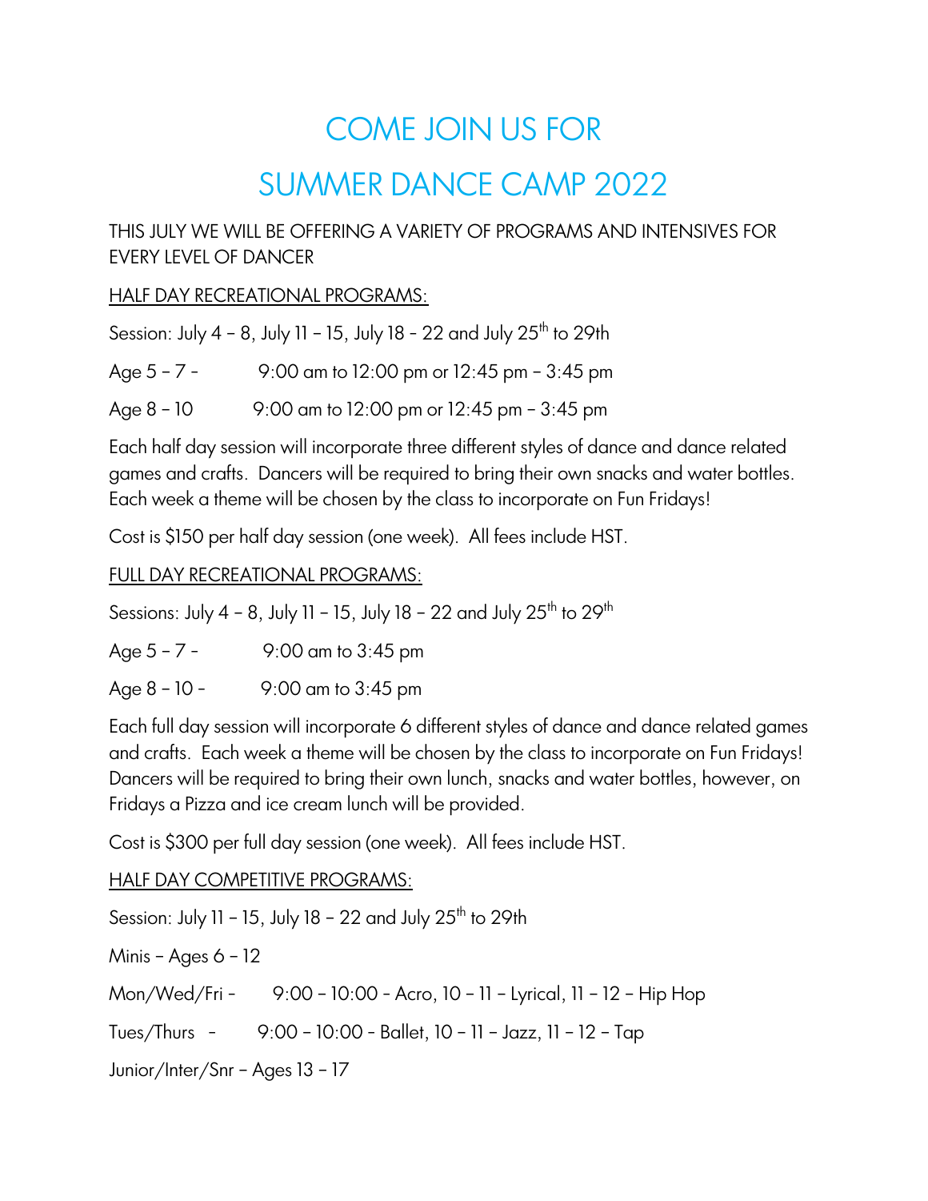# COME JOIN US FOR

# SUMMER DANCE CAMP 2022

THIS JULY WE WILL BE OFFERING A VARIETY OF PROGRAMS AND INTENSIVES FOR EVERY LEVEL OF DANCER

HALF DAY RECREATIONAL PROGRAMS:

Session: July 4 – 8, July 11 – 15, July 18 - 22 and July 25th to 29th

Age 5 – 7 - 9:00 am to 12:00 pm or 12:45 pm – 3:45 pm

Age 8 – 10 9:00 am to 12:00 pm or 12:45 pm – 3:45 pm

Each half day session will incorporate three different styles of dance and dance related games and crafts. Dancers will be required to bring their own snacks and water bottles. Each week a theme will be chosen by the class to incorporate on Fun Fridays!

Cost is $150 per half day session (one week). All fees include HST.

FULL DAY RECREATIONAL PROGRAMS:

Sessions: July 4 – 8, July 11 – 15, July 18 – 22 and July 25th to 29th

Age 5 – 7 - 9:00 am to 3:45 pm

Age 8 – 10 - 9:00 am to 3:45 pm

Each full day session will incorporate 6 different styles of dance and dance related games and crafts. Each week a theme will be chosen by the class to incorporate on Fun Fridays! Dancers will be required to bring their own lunch, snacks and water bottles, however, on Fridays a Pizza and ice cream lunch will be provided.

Cost is $300 per full day session (one week). All fees include HST.

HALF DAY COMPETITIVE PROGRAMS:

Session: July 11 – 15, July 18 – 22 and July 25th to 29th

Minis – Ages 6 – 12

Mon/Wed/Fri - 9:00 – 10:00 - Acro, 10 – 11 – Lyrical, 11 – 12 – Hip Hop

Tues/Thurs - 9:00 – 10:00 - Ballet, 10 – 11 – Jazz, 11 – 12 – Tap

Junior/Inter/Snr – Ages 13 – 17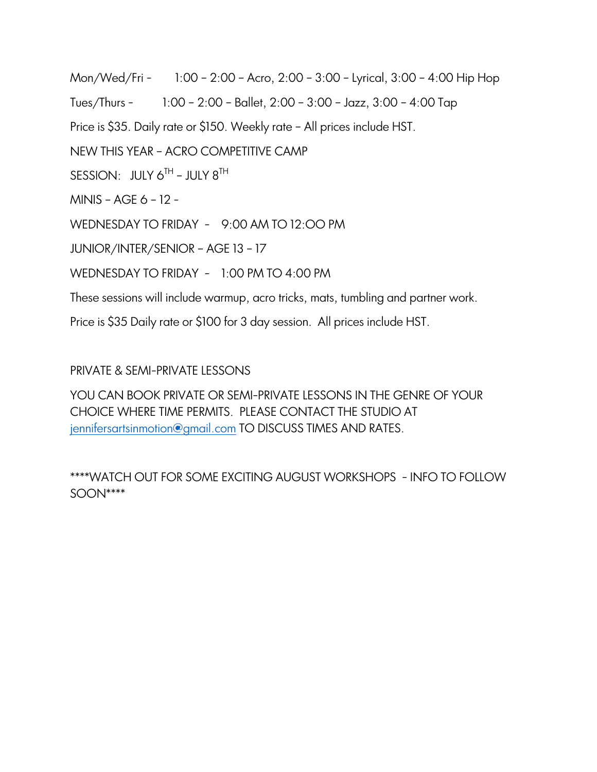Mon/Wed/Fri - 1:00 – 2:00 – Acro, 2:00 – 3:00 – Lyrical, 3:00 – 4:00 Hip Hop

Tues/Thurs - 1:00 – 2:00 – Ballet, 2:00 – 3:00 – Jazz, 3:00 – 4:00 Tap

Price is $35. Daily rate or $150. Weekly rate – All prices include HST.

NEW THIS YEAR – ACRO COMPETITIVE CAMP

SESSION: JULY 6TH – JULY 8TH

MINIS – AGE 6 – 12 -

WEDNESDAY TO FRIDAY - 9:00 AM TO 12:OO PM

JUNIOR/INTER/SENIOR – AGE 13 – 17

WEDNESDAY TO FRIDAY - 1:00 PM TO 4:00 PM

These sessions will include warmup, acro tricks, mats, tumbling and partner work.

Price is $35 Daily rate or $100 for 3 day session. All prices include HST.

PRIVATE & SEMI-PRIVATE LESSONS

YOU CAN BOOK PRIVATE OR SEMI-PRIVATE LESSONS IN THE GENRE OF YOUR CHOICE WHERE TIME PERMITS. PLEASE CONTACT THE STUDIO AT jennifersartsinmotion@gmail.com TO DISCUSS TIMES AND RATES.

****WATCH OUT FOR SOME EXCITING AUGUST WORKSHOPS - INFO TO FOLLOW SOON****